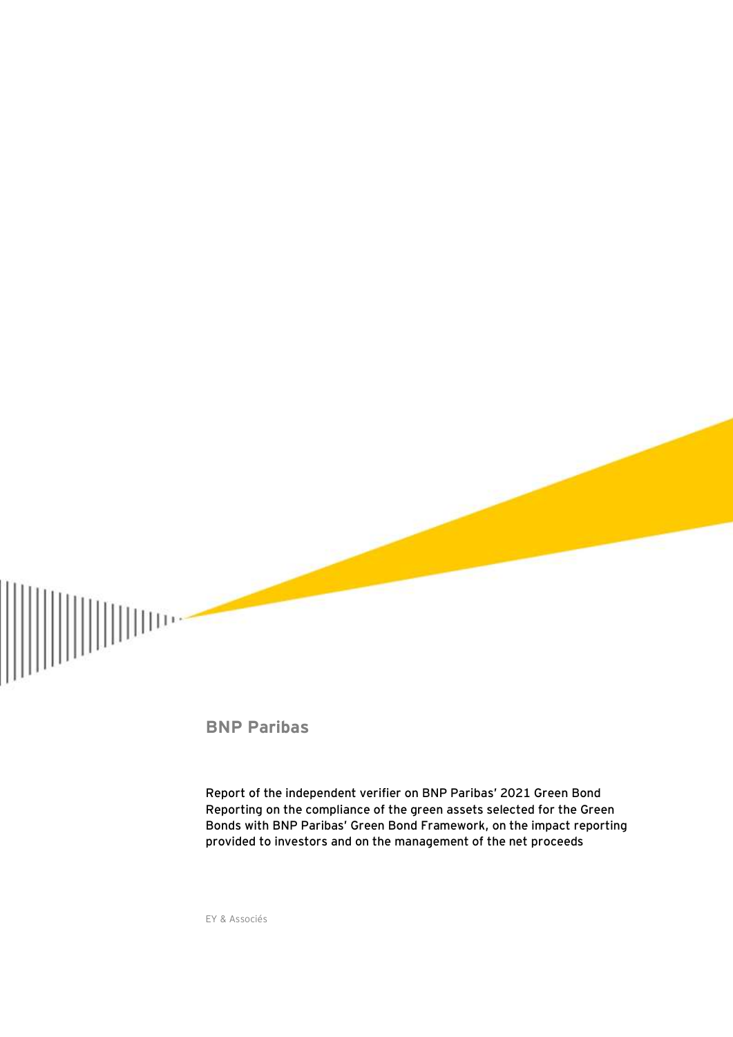# BNP Paribas

Report of the independent verifier on BNP Paribas' 2021 Green Bond Reporting on the compliance of the green assets selected for the Green Bonds with BNP Paribas' Green Bond Framework, on the impact reporting provided to investors and on the management of the net proceeds

EY & Associés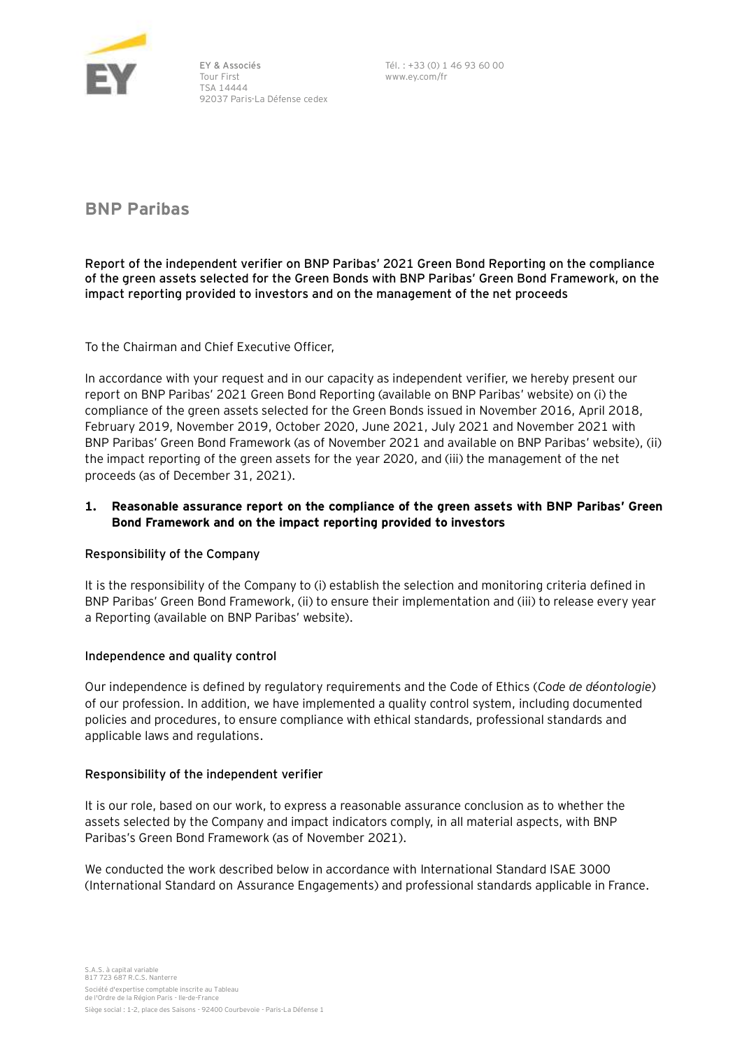EY & Associés
Tour First
TSA 14444
92037 Paris-La Défense cedex

Tél. : +33 (0) 1 46 93 60 00
www.ey.com/fr

# BNP Paribas

**Report of the independent verifier on BNP Paribas' 2021 Green Bond Reporting on the compliance of the green assets selected for the Green Bonds with BNP Paribas' Green Bond Framework, on the impact reporting provided to investors and on the management of the net proceeds**

To the Chairman and Chief Executive Officer,

In accordance with your request and in our capacity as independent verifier, we hereby present our report on BNP Paribas' 2021 Green Bond Reporting (available on BNP Paribas' website) on (i) the compliance of the green assets selected for the Green Bonds issued in November 2016, April 2018, February 2019, November 2019, October 2020, June 2021, July 2021 and November 2021 with BNP Paribas' Green Bond Framework (as of November 2021 and available on BNP Paribas' website), (ii) the impact reporting of the green assets for the year 2020, and (iii) the management of the net proceeds (as of December 31, 2021).

## 1. Reasonable assurance report on the compliance of the green assets with BNP Paribas' Green Bond Framework and on the impact reporting provided to investors

### Responsibility of the Company

It is the responsibility of the Company to (i) establish the selection and monitoring criteria defined in BNP Paribas' Green Bond Framework, (ii) to ensure their implementation and (iii) to release every year a Reporting (available on BNP Paribas' website).

### Independence and quality control

Our independence is defined by regulatory requirements and the Code of Ethics (*Code de déontologie*) of our profession. In addition, we have implemented a quality control system, including documented policies and procedures, to ensure compliance with ethical standards, professional standards and applicable laws and regulations.

### Responsibility of the independent verifier

It is our role, based on our work, to express a reasonable assurance conclusion as to whether the assets selected by the Company and impact indicators comply, in all material aspects, with BNP Paribas's Green Bond Framework (as of November 2021).

We conducted the work described below in accordance with International Standard ISAE 3000 (International Standard on Assurance Engagements) and professional standards applicable in France.

S.A.S. à capital variable
817 723 687 R.C.S. Nanterre
Société d'expertise comptable inscrite au Tableau de l'Ordre de la Région Paris - Ile-de-France
Siège social : 1-2, place des Saisons - 92400 Courbevoie - Paris-La Défense 1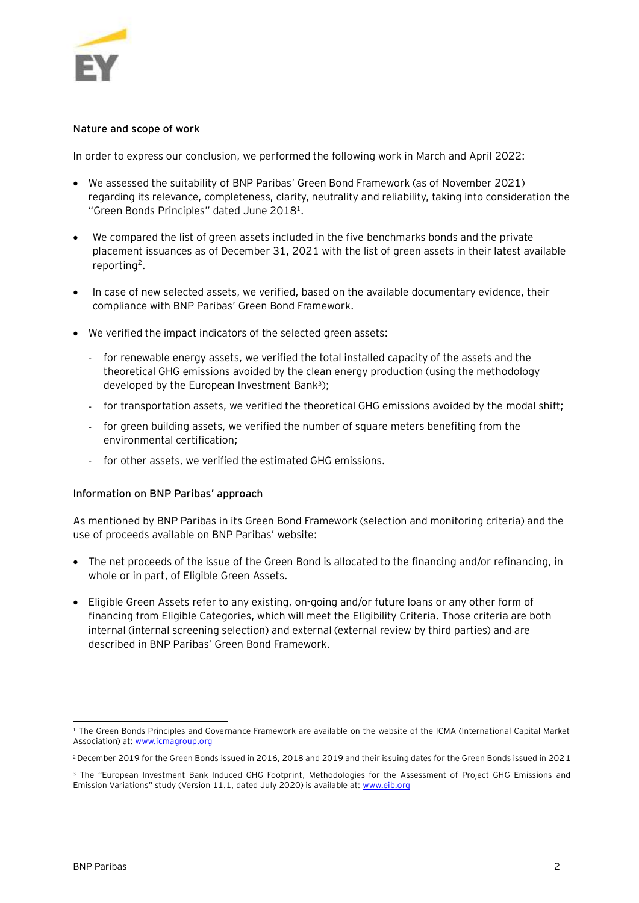## Nature and scope of work

In order to express our conclusion, we performed the following work in March and April 2022:

- We assessed the suitability of BNP Paribas' Green Bond Framework (as of November 2021) regarding its relevance, completeness, clarity, neutrality and reliability, taking into consideration the "Green Bonds Principles" dated June 2018[1].
- We compared the list of green assets included in the five benchmarks bonds and the private placement issuances as of December 31, 2021 with the list of green assets in their latest available reporting[2].
- In case of new selected assets, we verified, based on the available documentary evidence, their compliance with BNP Paribas' Green Bond Framework.
- We verified the impact indicators of the selected green assets:
  - for renewable energy assets, we verified the total installed capacity of the assets and the theoretical GHG emissions avoided by the clean energy production (using the methodology developed by the European Investment Bank[3]);
  - for transportation assets, we verified the theoretical GHG emissions avoided by the modal shift;
  - for green building assets, we verified the number of square meters benefiting from the environmental certification;
  - for other assets, we verified the estimated GHG emissions.

## Information on BNP Paribas' approach

As mentioned by BNP Paribas in its Green Bond Framework (selection and monitoring criteria) and the use of proceeds available on BNP Paribas' website:

- The net proceeds of the issue of the Green Bond is allocated to the financing and/or refinancing, in whole or in part, of Eligible Green Assets.
- Eligible Green Assets refer to any existing, on-going and/or future loans or any other form of financing from Eligible Categories, which will meet the Eligibility Criteria. Those criteria are both internal (internal screening selection) and external (external review by third parties) and are described in BNP Paribas' Green Bond Framework.

---

[1] The Green Bonds Principles and Governance Framework are available on the website of the ICMA (International Capital Market Association) at: www.icmagroup.org

[2] December 2019 for the Green Bonds issued in 2016, 2018 and 2019 and their issuing dates for the Green Bonds issued in 2021

[3] The "European Investment Bank Induced GHG Footprint, Methodologies for the Assessment of Project GHG Emissions and Emission Variations" study (Version 11.1, dated July 2020) is available at: www.eib.org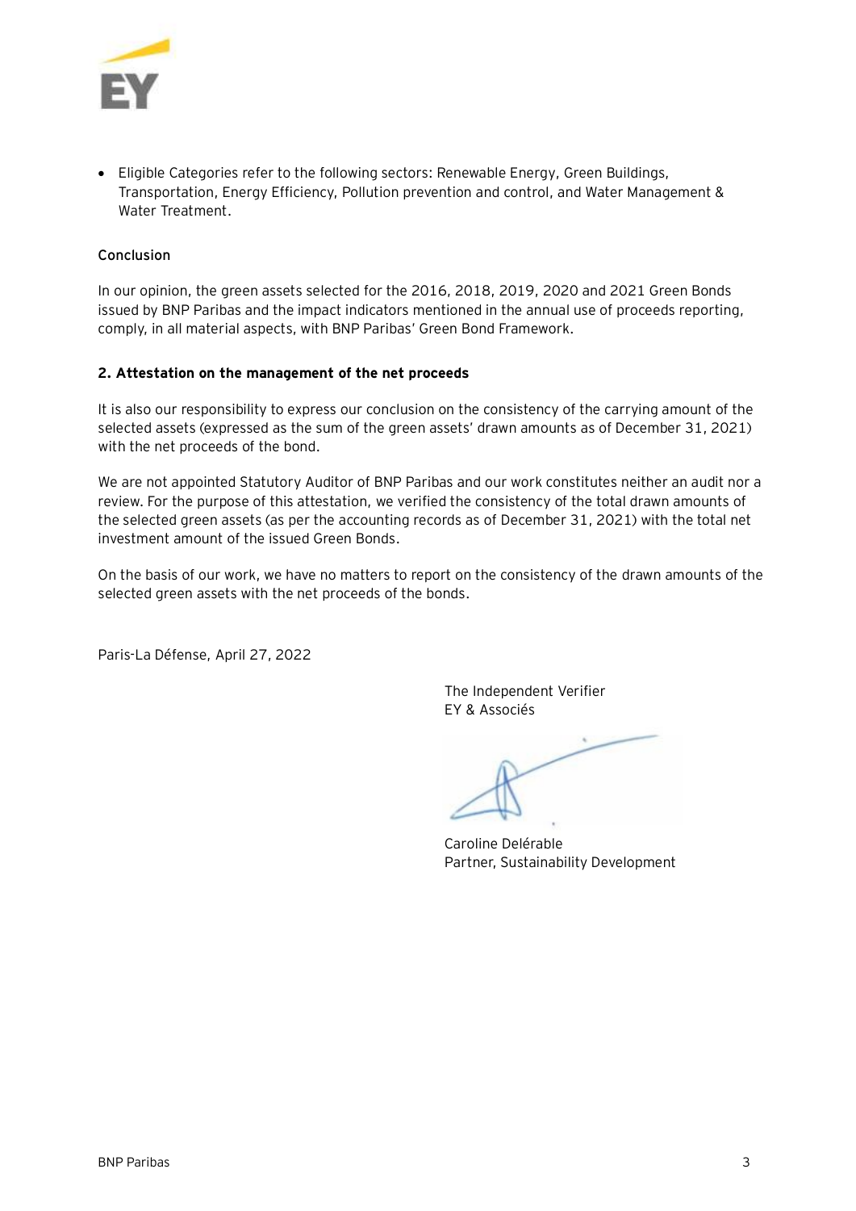- Eligible Categories refer to the following sectors: Renewable Energy, Green Buildings, Transportation, Energy Efficiency, Pollution prevention and control, and Water Management & Water Treatment.

**Conclusion**

In our opinion, the green assets selected for the 2016, 2018, 2019, 2020 and 2021 Green Bonds issued by BNP Paribas and the impact indicators mentioned in the annual use of proceeds reporting, comply, in all material aspects, with BNP Paribas' Green Bond Framework.

**2. Attestation on the management of the net proceeds**

It is also our responsibility to express our conclusion on the consistency of the carrying amount of the selected assets (expressed as the sum of the green assets' drawn amounts as of December 31, 2021) with the net proceeds of the bond.

We are not appointed Statutory Auditor of BNP Paribas and our work constitutes neither an audit nor a review. For the purpose of this attestation, we verified the consistency of the total drawn amounts of the selected green assets (as per the accounting records as of December 31, 2021) with the total net investment amount of the issued Green Bonds.

On the basis of our work, we have no matters to report on the consistency of the drawn amounts of the selected green assets with the net proceeds of the bonds.

Paris-La Défense, April 27, 2022

The Independent Verifier
EY & Associés

Caroline Delérable
Partner, Sustainability Development